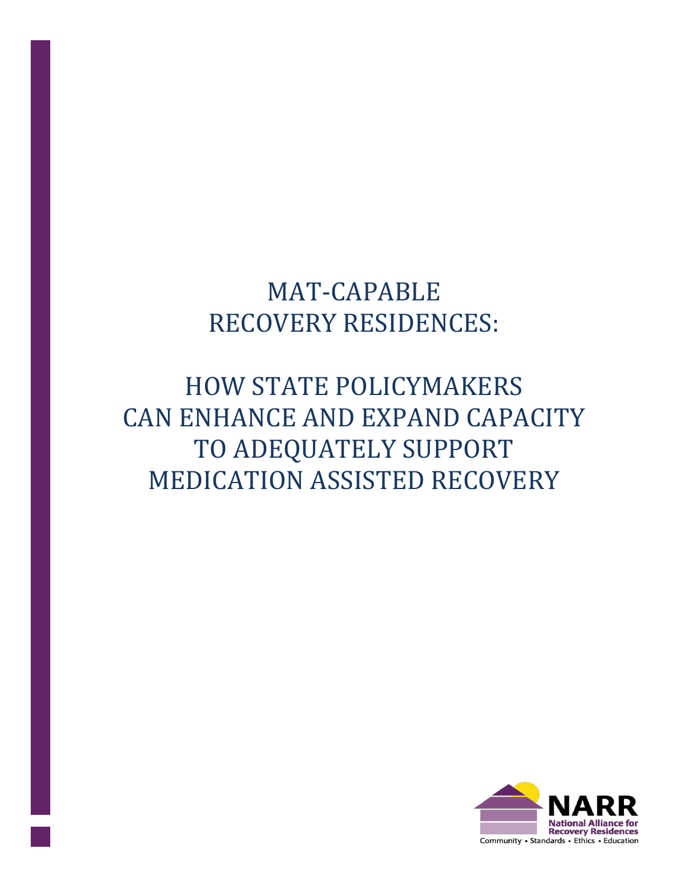# MAT-CAPABLE RECOVERY RESIDENCES:

# HOW STATE POLICYMAKERS CAN ENHANCE AND EXPAND CAPACITY TO ADEQUATELY SUPPORT MEDICATION ASSISTED RECOVERY

NARR
National Alliance for Recovery Residences
Community • Standards • Ethics • Education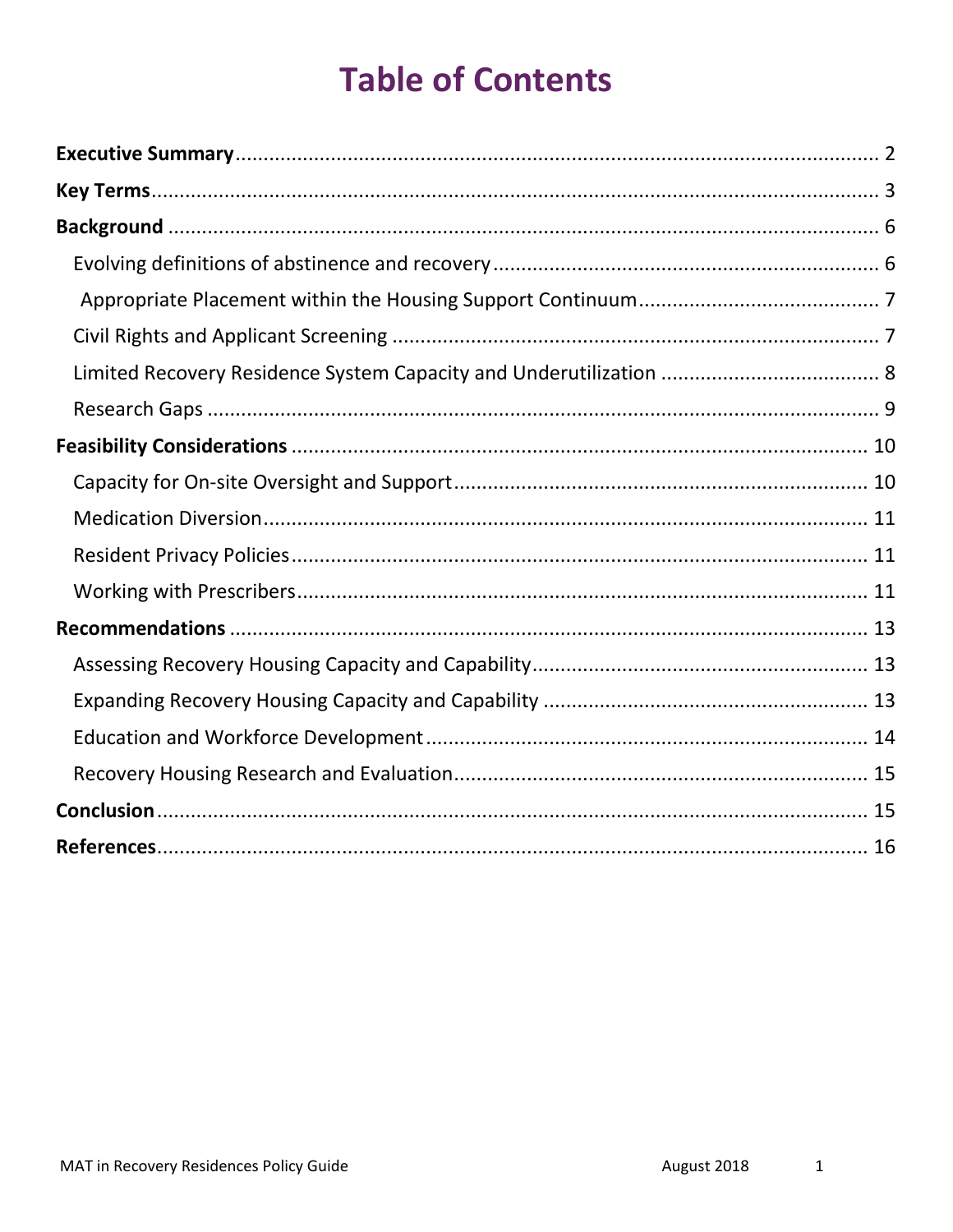# Table of Contents

**Executive Summary** .......... 2

**Key Terms** .......... 3

**Background** .......... 6

- Evolving definitions of abstinence and recovery .......... 6
- Appropriate Placement within the Housing Support Continuum .......... 7
- Civil Rights and Applicant Screening .......... 7
- Limited Recovery Residence System Capacity and Underutilization .......... 8
- Research Gaps .......... 9

**Feasibility Considerations** .......... 10

- Capacity for On-site Oversight and Support .......... 10
- Medication Diversion .......... 11
- Resident Privacy Policies .......... 11
- Working with Prescribers .......... 11

**Recommendations** .......... 13

- Assessing Recovery Housing Capacity and Capability .......... 13
- Expanding Recovery Housing Capacity and Capability .......... 13
- Education and Workforce Development .......... 14
- Recovery Housing Research and Evaluation .......... 15

**Conclusion** .......... 15

**References** .......... 16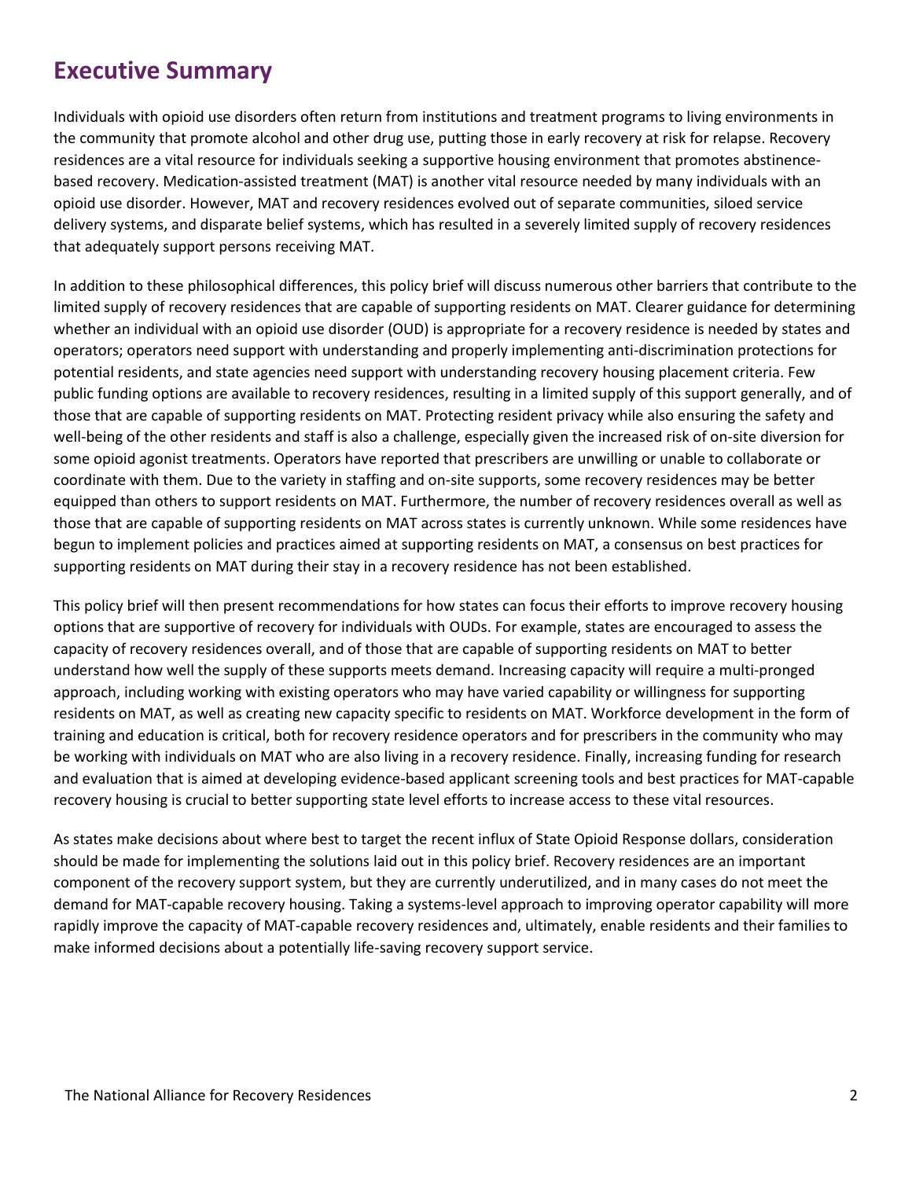## Executive Summary

Individuals with opioid use disorders often return from institutions and treatment programs to living environments in the community that promote alcohol and other drug use, putting those in early recovery at risk for relapse. Recovery residences are a vital resource for individuals seeking a supportive housing environment that promotes abstinence-based recovery. Medication-assisted treatment (MAT) is another vital resource needed by many individuals with an opioid use disorder. However, MAT and recovery residences evolved out of separate communities, siloed service delivery systems, and disparate belief systems, which has resulted in a severely limited supply of recovery residences that adequately support persons receiving MAT.

In addition to these philosophical differences, this policy brief will discuss numerous other barriers that contribute to the limited supply of recovery residences that are capable of supporting residents on MAT. Clearer guidance for determining whether an individual with an opioid use disorder (OUD) is appropriate for a recovery residence is needed by states and operators; operators need support with understanding and properly implementing anti-discrimination protections for potential residents, and state agencies need support with understanding recovery housing placement criteria. Few public funding options are available to recovery residences, resulting in a limited supply of this support generally, and of those that are capable of supporting residents on MAT. Protecting resident privacy while also ensuring the safety and well-being of the other residents and staff is also a challenge, especially given the increased risk of on-site diversion for some opioid agonist treatments. Operators have reported that prescribers are unwilling or unable to collaborate or coordinate with them. Due to the variety in staffing and on-site supports, some recovery residences may be better equipped than others to support residents on MAT. Furthermore, the number of recovery residences overall as well as those that are capable of supporting residents on MAT across states is currently unknown. While some residences have begun to implement policies and practices aimed at supporting residents on MAT, a consensus on best practices for supporting residents on MAT during their stay in a recovery residence has not been established.

This policy brief will then present recommendations for how states can focus their efforts to improve recovery housing options that are supportive of recovery for individuals with OUDs. For example, states are encouraged to assess the capacity of recovery residences overall, and of those that are capable of supporting residents on MAT to better understand how well the supply of these supports meets demand. Increasing capacity will require a multi-pronged approach, including working with existing operators who may have varied capability or willingness for supporting residents on MAT, as well as creating new capacity specific to residents on MAT. Workforce development in the form of training and education is critical, both for recovery residence operators and for prescribers in the community who may be working with individuals on MAT who are also living in a recovery residence. Finally, increasing funding for research and evaluation that is aimed at developing evidence-based applicant screening tools and best practices for MAT-capable recovery housing is crucial to better supporting state level efforts to increase access to these vital resources.

As states make decisions about where best to target the recent influx of State Opioid Response dollars, consideration should be made for implementing the solutions laid out in this policy brief. Recovery residences are an important component of the recovery support system, but they are currently underutilized, and in many cases do not meet the demand for MAT-capable recovery housing. Taking a systems-level approach to improving operator capability will more rapidly improve the capacity of MAT-capable recovery residences and, ultimately, enable residents and their families to make informed decisions about a potentially life-saving recovery support service.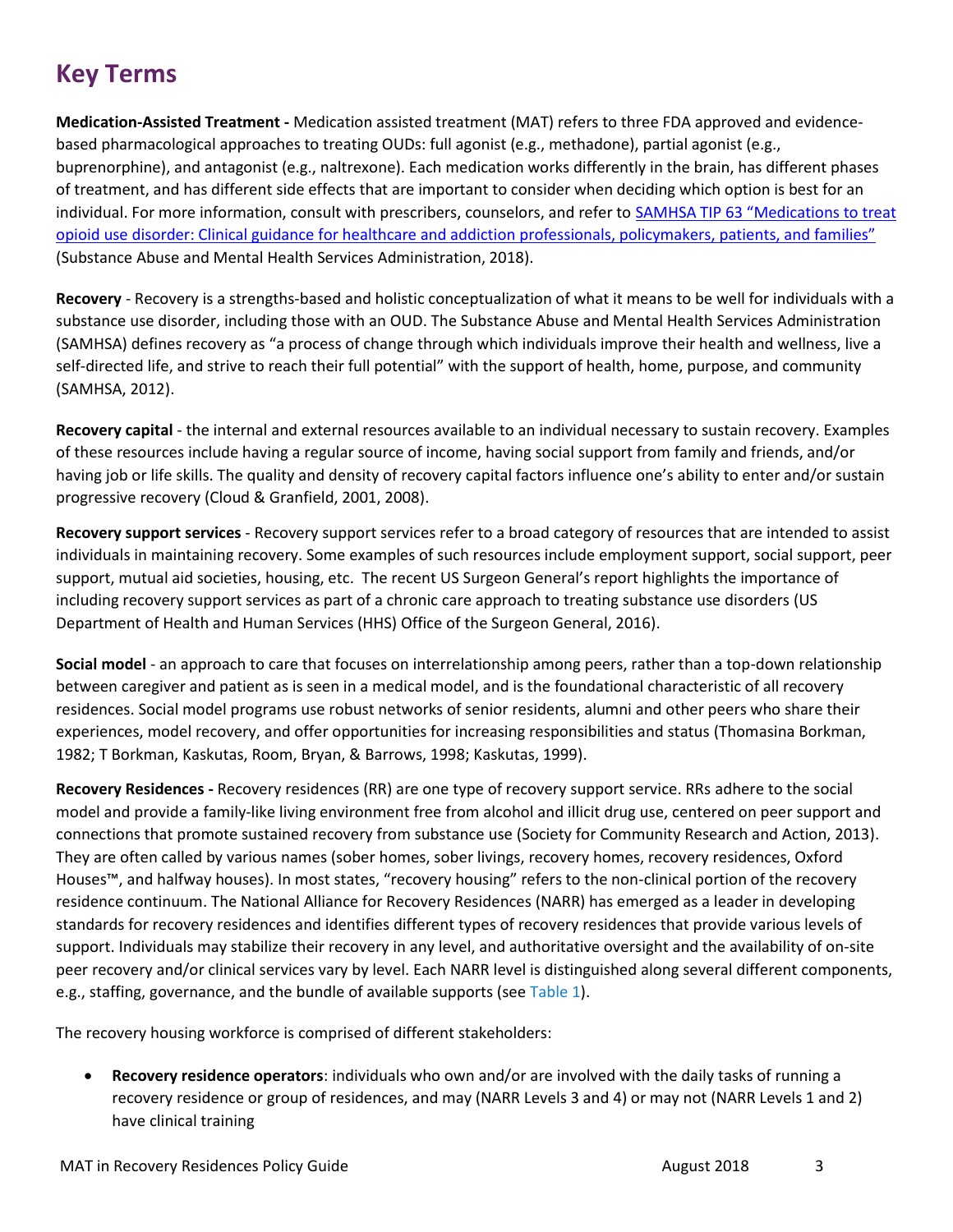## Key Terms

**Medication-Assisted Treatment -** Medication assisted treatment (MAT) refers to three FDA approved and evidence-based pharmacological approaches to treating OUDs: full agonist (e.g., methadone), partial agonist (e.g., buprenorphine), and antagonist (e.g., naltrexone). Each medication works differently in the brain, has different phases of treatment, and has different side effects that are important to consider when deciding which option is best for an individual. For more information, consult with prescribers, counselors, and refer to [SAMHSA TIP 63 "Medications to treat opioid use disorder: Clinical guidance for healthcare and addiction professionals, policymakers, patients, and families"](#) (Substance Abuse and Mental Health Services Administration, 2018).

**Recovery** - Recovery is a strengths-based and holistic conceptualization of what it means to be well for individuals with a substance use disorder, including those with an OUD. The Substance Abuse and Mental Health Services Administration (SAMHSA) defines recovery as "a process of change through which individuals improve their health and wellness, live a self-directed life, and strive to reach their full potential" with the support of health, home, purpose, and community (SAMHSA, 2012).

**Recovery capital** - the internal and external resources available to an individual necessary to sustain recovery. Examples of these resources include having a regular source of income, having social support from family and friends, and/or having job or life skills. The quality and density of recovery capital factors influence one's ability to enter and/or sustain progressive recovery (Cloud & Granfield, 2001, 2008).

**Recovery support services** - Recovery support services refer to a broad category of resources that are intended to assist individuals in maintaining recovery. Some examples of such resources include employment support, social support, peer support, mutual aid societies, housing, etc. The recent US Surgeon General's report highlights the importance of including recovery support services as part of a chronic care approach to treating substance use disorders (US Department of Health and Human Services (HHS) Office of the Surgeon General, 2016).

**Social model** - an approach to care that focuses on interrelationship among peers, rather than a top-down relationship between caregiver and patient as is seen in a medical model, and is the foundational characteristic of all recovery residences. Social model programs use robust networks of senior residents, alumni and other peers who share their experiences, model recovery, and offer opportunities for increasing responsibilities and status (Thomasina Borkman, 1982; T Borkman, Kaskutas, Room, Bryan, & Barrows, 1998; Kaskutas, 1999).

**Recovery Residences -** Recovery residences (RR) are one type of recovery support service. RRs adhere to the social model and provide a family-like living environment free from alcohol and illicit drug use, centered on peer support and connections that promote sustained recovery from substance use (Society for Community Research and Action, 2013). They are often called by various names (sober homes, sober livings, recovery homes, recovery residences, Oxford Houses™, and halfway houses). In most states, "recovery housing" refers to the non-clinical portion of the recovery residence continuum. The National Alliance for Recovery Residences (NARR) has emerged as a leader in developing standards for recovery residences and identifies different types of recovery residences that provide various levels of support. Individuals may stabilize their recovery in any level, and authoritative oversight and the availability of on-site peer recovery and/or clinical services vary by level. Each NARR level is distinguished along several different components, e.g., staffing, governance, and the bundle of available supports (see Table 1).

The recovery housing workforce is comprised of different stakeholders:

- **Recovery residence operators**: individuals who own and/or are involved with the daily tasks of running a recovery residence or group of residences, and may (NARR Levels 3 and 4) or may not (NARR Levels 1 and 2) have clinical training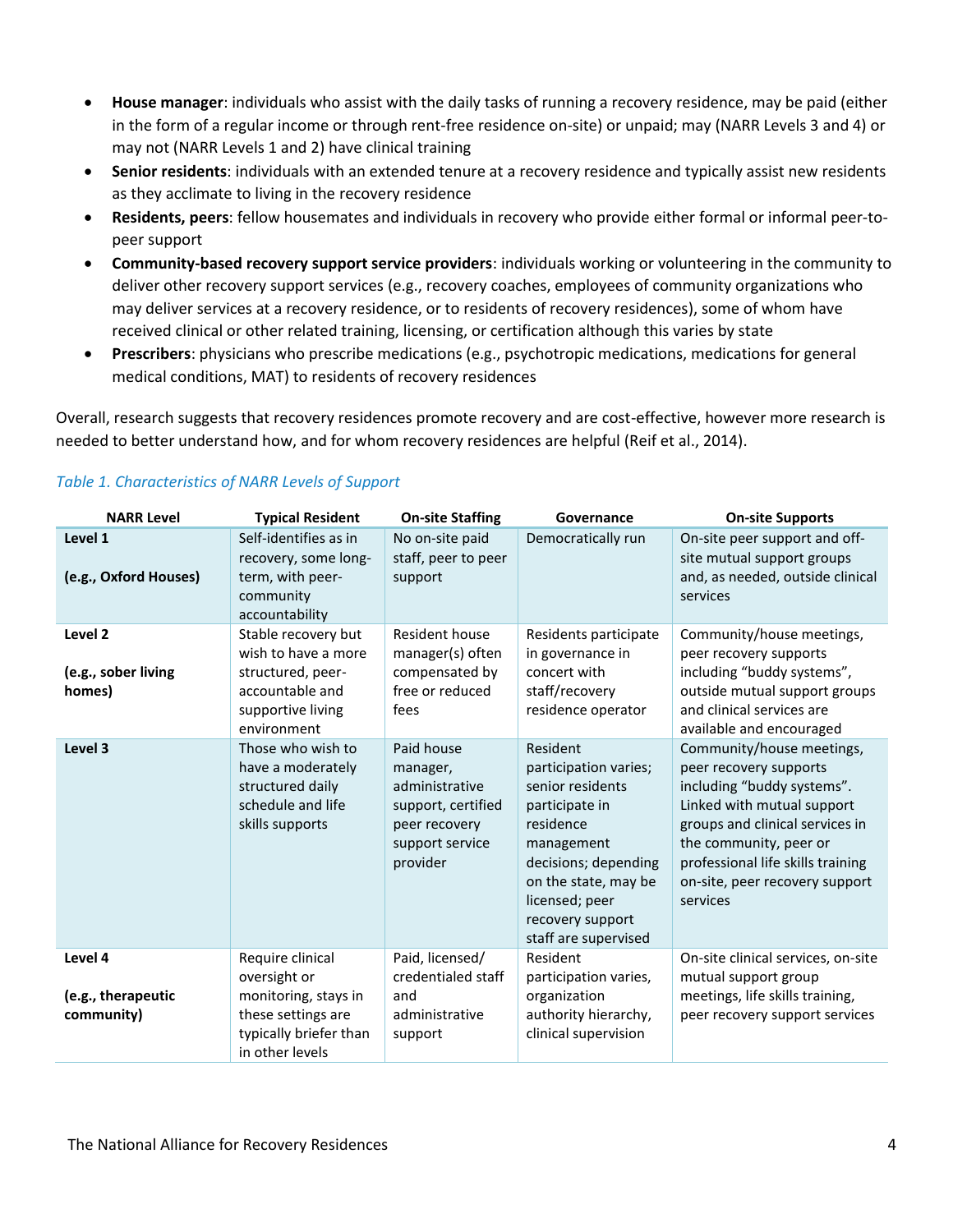- **House manager**: individuals who assist with the daily tasks of running a recovery residence, may be paid (either in the form of a regular income or through rent-free residence on-site) or unpaid; may (NARR Levels 3 and 4) or may not (NARR Levels 1 and 2) have clinical training
- **Senior residents**: individuals with an extended tenure at a recovery residence and typically assist new residents as they acclimate to living in the recovery residence
- **Residents, peers**: fellow housemates and individuals in recovery who provide either formal or informal peer-to-peer support
- **Community-based recovery support service providers**: individuals working or volunteering in the community to deliver other recovery support services (e.g., recovery coaches, employees of community organizations who may deliver services at a recovery residence, or to residents of recovery residences), some of whom have received clinical or other related training, licensing, or certification although this varies by state
- **Prescribers**: physicians who prescribe medications (e.g., psychotropic medications, medications for general medical conditions, MAT) to residents of recovery residences

Overall, research suggests that recovery residences promote recovery and are cost-effective, however more research is needed to better understand how, and for whom recovery residences are helpful (Reif et al., 2014).

*Table 1. Characteristics of NARR Levels of Support*

| NARR Level | Typical Resident | On-site Staffing | Governance | On-site Supports |
|---|---|---|---|---|
| **Level 1** <br><br> **(e.g., Oxford Houses)** | Self-identifies as in recovery, some long-term, with peer-community accountability | No on-site paid staff, peer to peer support | Democratically run | On-site peer support and off-site mutual support groups and, as needed, outside clinical services |
| **Level 2** <br><br> **(e.g., sober living homes)** | Stable recovery but wish to have a more structured, peer-accountable and supportive living environment | Resident house manager(s) often compensated by free or reduced fees | Residents participate in governance in concert with staff/recovery residence operator | Community/house meetings, peer recovery supports including "buddy systems", outside mutual support groups and clinical services are available and encouraged |
| **Level 3** | Those who wish to have a moderately structured daily schedule and life skills supports | Paid house manager, administrative support, certified peer recovery support service provider | Resident participation varies; senior residents participate in residence management decisions; depending on the state, may be licensed; peer recovery support staff are supervised | Community/house meetings, peer recovery supports including "buddy systems". Linked with mutual support groups and clinical services in the community, peer or professional life skills training on-site, peer recovery support services |
| **Level 4** <br><br> **(e.g., therapeutic community)** | Require clinical oversight or monitoring, stays in these settings are typically briefer than in other levels | Paid, licensed/ credentialed staff and administrative support | Resident participation varies, organization authority hierarchy, clinical supervision | On-site clinical services, on-site mutual support group meetings, life skills training, peer recovery support services |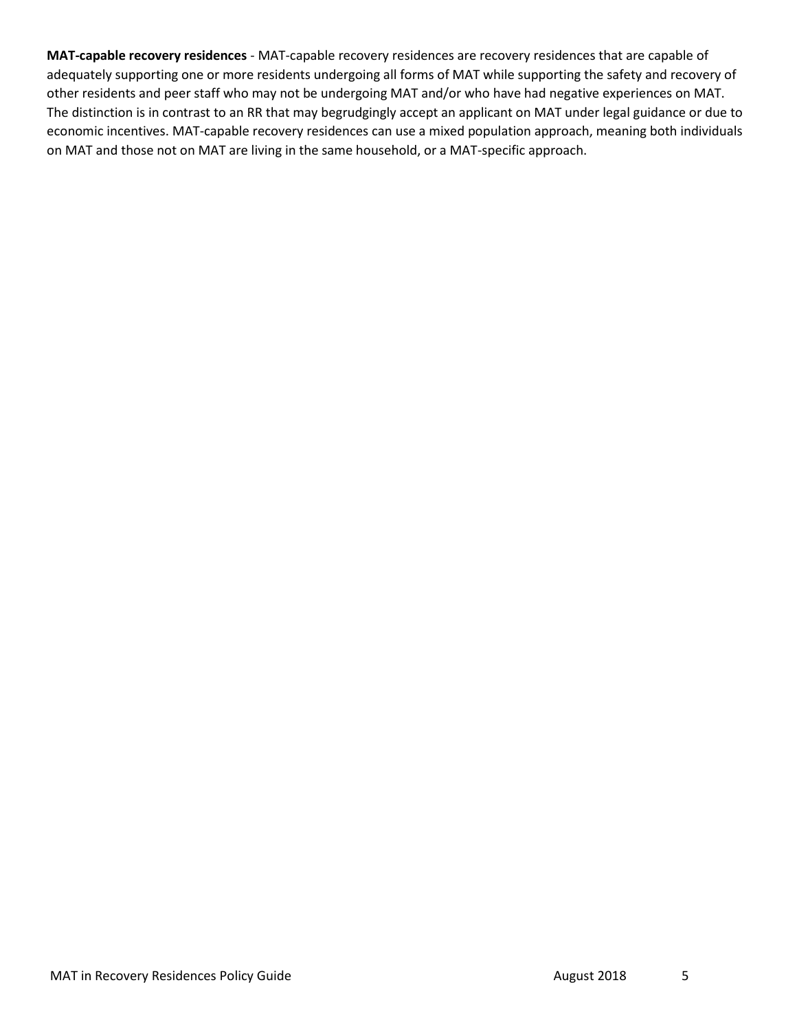**MAT-capable recovery residences** - MAT-capable recovery residences are recovery residences that are capable of adequately supporting one or more residents undergoing all forms of MAT while supporting the safety and recovery of other residents and peer staff who may not be undergoing MAT and/or who have had negative experiences on MAT. The distinction is in contrast to an RR that may begrudgingly accept an applicant on MAT under legal guidance or due to economic incentives. MAT-capable recovery residences can use a mixed population approach, meaning both individuals on MAT and those not on MAT are living in the same household, or a MAT-specific approach.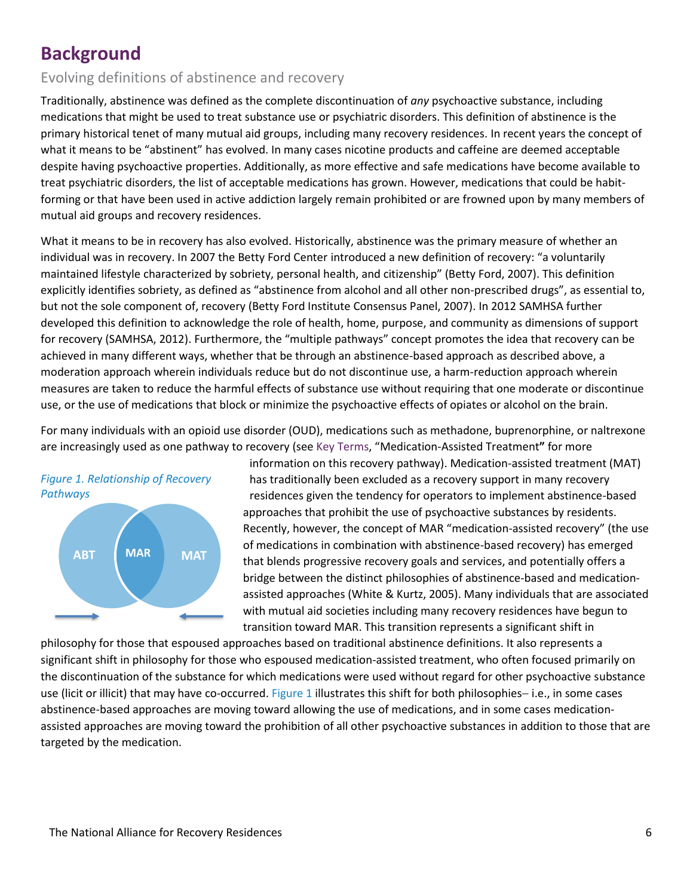## Background

### Evolving definitions of abstinence and recovery

Traditionally, abstinence was defined as the complete discontinuation of *any* psychoactive substance, including medications that might be used to treat substance use or psychiatric disorders. This definition of abstinence is the primary historical tenet of many mutual aid groups, including many recovery residences. In recent years the concept of what it means to be "abstinent" has evolved. In many cases nicotine products and caffeine are deemed acceptable despite having psychoactive properties. Additionally, as more effective and safe medications have become available to treat psychiatric disorders, the list of acceptable medications has grown. However, medications that could be habit-forming or that have been used in active addiction largely remain prohibited or are frowned upon by many members of mutual aid groups and recovery residences.

What it means to be in recovery has also evolved. Historically, abstinence was the primary measure of whether an individual was in recovery. In 2007 the Betty Ford Center introduced a new definition of recovery: "a voluntarily maintained lifestyle characterized by sobriety, personal health, and citizenship" (Betty Ford, 2007). This definition explicitly identifies sobriety, as defined as "abstinence from alcohol and all other non-prescribed drugs", as essential to, but not the sole component of, recovery (Betty Ford Institute Consensus Panel, 2007). In 2012 SAMHSA further developed this definition to acknowledge the role of health, home, purpose, and community as dimensions of support for recovery (SAMHSA, 2012). Furthermore, the "multiple pathways" concept promotes the idea that recovery can be achieved in many different ways, whether that be through an abstinence-based approach as described above, a moderation approach wherein individuals reduce but do not discontinue use, a harm-reduction approach wherein measures are taken to reduce the harmful effects of substance use without requiring that one moderate or discontinue use, or the use of medications that block or minimize the psychoactive effects of opiates or alcohol on the brain.

For many individuals with an opioid use disorder (OUD), medications such as methadone, buprenorphine, or naltrexone are increasingly used as one pathway to recovery (see Key Terms, "Medication-Assisted Treatment**"** for more information on this recovery pathway). Medication-assisted treatment (MAT) has traditionally been excluded as a recovery support in many recovery residences given the tendency for operators to implement abstinence-based approaches that prohibit the use of psychoactive substances by residents. Recently, however, the concept of MAR "medication-assisted recovery" (the use of medications in combination with abstinence-based recovery) has emerged that blends progressive recovery goals and services, and potentially offers a bridge between the distinct philosophies of abstinence-based and medication-assisted approaches (White & Kurtz, 2005). Many individuals that are associated with mutual aid societies including many recovery residences have begun to transition toward MAR. This transition represents a significant shift in philosophy for those that espoused approaches based on traditional abstinence definitions. It also represents a significant shift in philosophy for those who espoused medication-assisted treatment, who often focused primarily on the discontinuation of the substance for which medications were used without regard for other psychoactive substance use (licit or illicit) that may have co-occurred. Figure 1 illustrates this shift for both philosophies– i.e., in some cases abstinence-based approaches are moving toward allowing the use of medications, and in some cases medication-assisted approaches are moving toward the prohibition of all other psychoactive substances in addition to those that are targeted by the medication.

*Figure 1. Relationship of Recovery Pathways*

ABT | MAR | MAT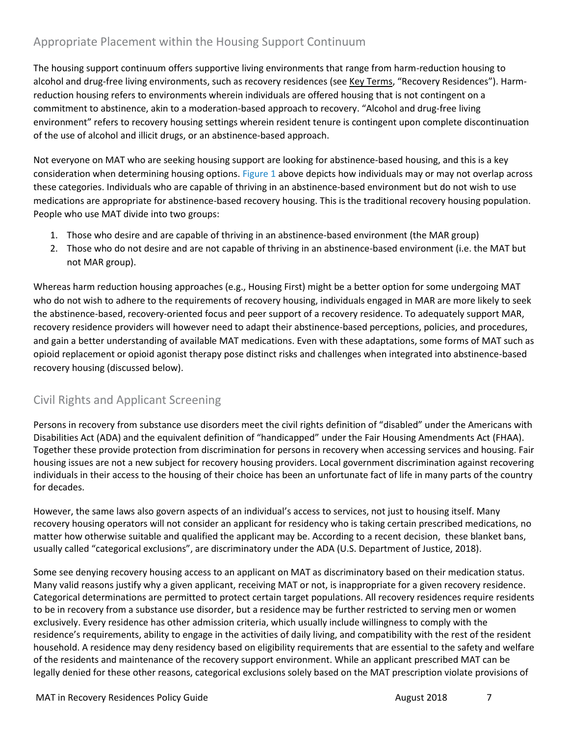## Appropriate Placement within the Housing Support Continuum

The housing support continuum offers supportive living environments that range from harm-reduction housing to alcohol and drug-free living environments, such as recovery residences (see Key Terms, "Recovery Residences"). Harm-reduction housing refers to environments wherein individuals are offered housing that is not contingent on a commitment to abstinence, akin to a moderation-based approach to recovery. "Alcohol and drug-free living environment" refers to recovery housing settings wherein resident tenure is contingent upon complete discontinuation of the use of alcohol and illicit drugs, or an abstinence-based approach.

Not everyone on MAT who are seeking housing support are looking for abstinence-based housing, and this is a key consideration when determining housing options. Figure 1 above depicts how individuals may or may not overlap across these categories. Individuals who are capable of thriving in an abstinence-based environment but do not wish to use medications are appropriate for abstinence-based recovery housing. This is the traditional recovery housing population. People who use MAT divide into two groups:

1. Those who desire and are capable of thriving in an abstinence-based environment (the MAR group)
2. Those who do not desire and are not capable of thriving in an abstinence-based environment (i.e. the MAT but not MAR group).

Whereas harm reduction housing approaches (e.g., Housing First) might be a better option for some undergoing MAT who do not wish to adhere to the requirements of recovery housing, individuals engaged in MAR are more likely to seek the abstinence-based, recovery-oriented focus and peer support of a recovery residence. To adequately support MAR, recovery residence providers will however need to adapt their abstinence-based perceptions, policies, and procedures, and gain a better understanding of available MAT medications. Even with these adaptations, some forms of MAT such as opioid replacement or opioid agonist therapy pose distinct risks and challenges when integrated into abstinence-based recovery housing (discussed below).

## Civil Rights and Applicant Screening

Persons in recovery from substance use disorders meet the civil rights definition of "disabled" under the Americans with Disabilities Act (ADA) and the equivalent definition of "handicapped" under the Fair Housing Amendments Act (FHAA). Together these provide protection from discrimination for persons in recovery when accessing services and housing. Fair housing issues are not a new subject for recovery housing providers. Local government discrimination against recovering individuals in their access to the housing of their choice has been an unfortunate fact of life in many parts of the country for decades.

However, the same laws also govern aspects of an individual's access to services, not just to housing itself. Many recovery housing operators will not consider an applicant for residency who is taking certain prescribed medications, no matter how otherwise suitable and qualified the applicant may be. According to a recent decision, these blanket bans, usually called "categorical exclusions", are discriminatory under the ADA (U.S. Department of Justice, 2018).

Some see denying recovery housing access to an applicant on MAT as discriminatory based on their medication status. Many valid reasons justify why a given applicant, receiving MAT or not, is inappropriate for a given recovery residence. Categorical determinations are permitted to protect certain target populations. All recovery residences require residents to be in recovery from a substance use disorder, but a residence may be further restricted to serving men or women exclusively. Every residence has other admission criteria, which usually include willingness to comply with the residence's requirements, ability to engage in the activities of daily living, and compatibility with the rest of the resident household. A residence may deny residency based on eligibility requirements that are essential to the safety and welfare of the residents and maintenance of the recovery support environment. While an applicant prescribed MAT can be legally denied for these other reasons, categorical exclusions solely based on the MAT prescription violate provisions of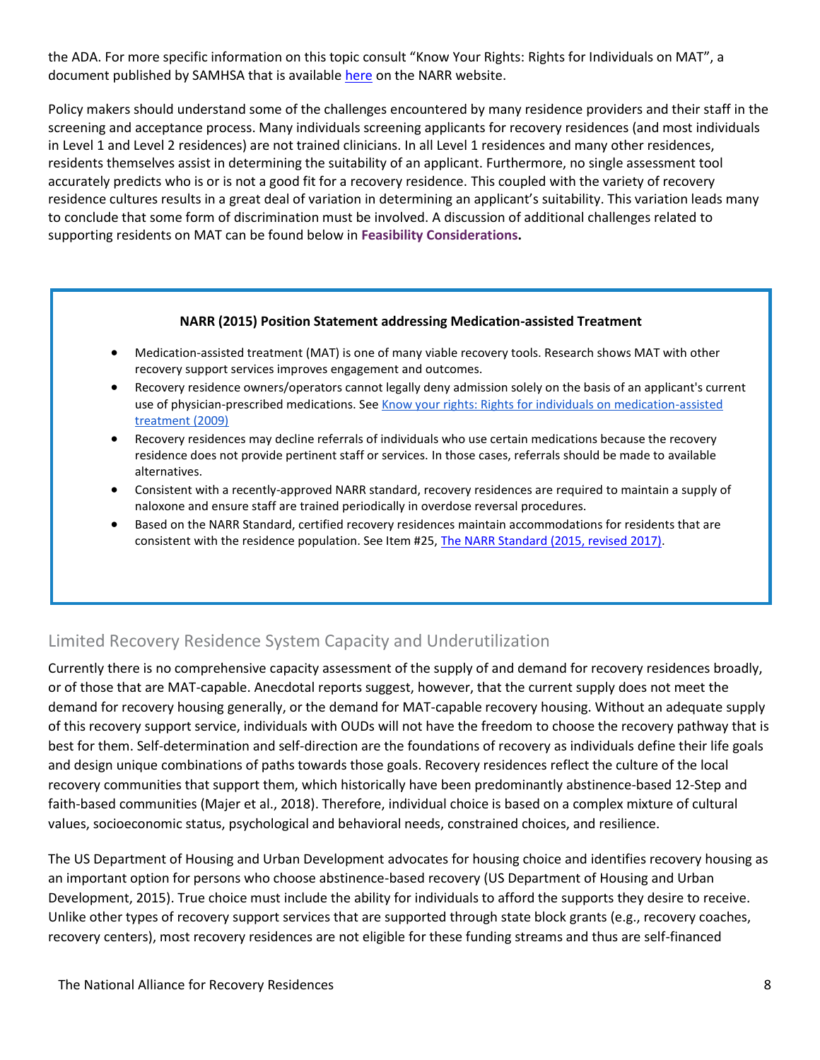the ADA. For more specific information on this topic consult "Know Your Rights: Rights for Individuals on MAT", a document published by SAMHSA that is available here on the NARR website.

Policy makers should understand some of the challenges encountered by many residence providers and their staff in the screening and acceptance process. Many individuals screening applicants for recovery residences (and most individuals in Level 1 and Level 2 residences) are not trained clinicians. In all Level 1 residences and many other residences, residents themselves assist in determining the suitability of an applicant. Furthermore, no single assessment tool accurately predicts who is or is not a good fit for a recovery residence. This coupled with the variety of recovery residence cultures results in a great deal of variation in determining an applicant's suitability. This variation leads many to conclude that some form of discrimination must be involved. A discussion of additional challenges related to supporting residents on MAT can be found below in **Feasibility Considerations.**

**NARR (2015) Position Statement addressing Medication-assisted Treatment**

- Medication-assisted treatment (MAT) is one of many viable recovery tools. Research shows MAT with other recovery support services improves engagement and outcomes.
- Recovery residence owners/operators cannot legally deny admission solely on the basis of an applicant's current use of physician-prescribed medications. See Know your rights: Rights for individuals on medication-assisted treatment (2009)
- Recovery residences may decline referrals of individuals who use certain medications because the recovery residence does not provide pertinent staff or services. In those cases, referrals should be made to available alternatives.
- Consistent with a recently-approved NARR standard, recovery residences are required to maintain a supply of naloxone and ensure staff are trained periodically in overdose reversal procedures.
- Based on the NARR Standard, certified recovery residences maintain accommodations for residents that are consistent with the residence population. See Item #25, The NARR Standard (2015, revised 2017).

## Limited Recovery Residence System Capacity and Underutilization

Currently there is no comprehensive capacity assessment of the supply of and demand for recovery residences broadly, or of those that are MAT-capable. Anecdotal reports suggest, however, that the current supply does not meet the demand for recovery housing generally, or the demand for MAT-capable recovery housing. Without an adequate supply of this recovery support service, individuals with OUDs will not have the freedom to choose the recovery pathway that is best for them. Self-determination and self-direction are the foundations of recovery as individuals define their life goals and design unique combinations of paths towards those goals. Recovery residences reflect the culture of the local recovery communities that support them, which historically have been predominantly abstinence-based 12-Step and faith-based communities (Majer et al., 2018). Therefore, individual choice is based on a complex mixture of cultural values, socioeconomic status, psychological and behavioral needs, constrained choices, and resilience.

The US Department of Housing and Urban Development advocates for housing choice and identifies recovery housing as an important option for persons who choose abstinence-based recovery (US Department of Housing and Urban Development, 2015). True choice must include the ability for individuals to afford the supports they desire to receive. Unlike other types of recovery support services that are supported through state block grants (e.g., recovery coaches, recovery centers), most recovery residences are not eligible for these funding streams and thus are self-financed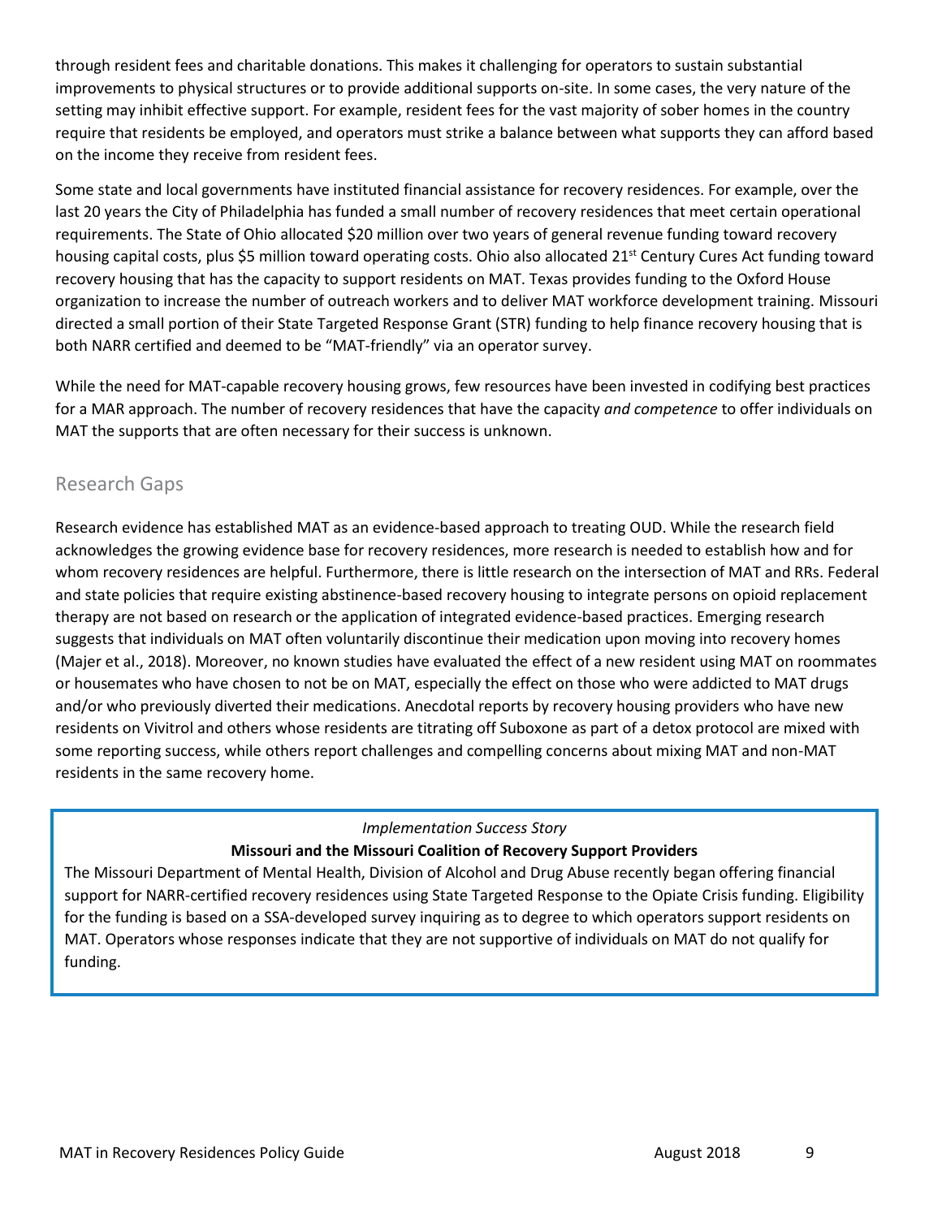through resident fees and charitable donations. This makes it challenging for operators to sustain substantial improvements to physical structures or to provide additional supports on-site. In some cases, the very nature of the setting may inhibit effective support. For example, resident fees for the vast majority of sober homes in the country require that residents be employed, and operators must strike a balance between what supports they can afford based on the income they receive from resident fees.

Some state and local governments have instituted financial assistance for recovery residences. For example, over the last 20 years the City of Philadelphia has funded a small number of recovery residences that meet certain operational requirements. The State of Ohio allocated $20 million over two years of general revenue funding toward recovery housing capital costs, plus $5 million toward operating costs. Ohio also allocated 21st Century Cures Act funding toward recovery housing that has the capacity to support residents on MAT. Texas provides funding to the Oxford House organization to increase the number of outreach workers and to deliver MAT workforce development training. Missouri directed a small portion of their State Targeted Response Grant (STR) funding to help finance recovery housing that is both NARR certified and deemed to be "MAT-friendly" via an operator survey.

While the need for MAT-capable recovery housing grows, few resources have been invested in codifying best practices for a MAR approach. The number of recovery residences that have the capacity *and competence* to offer individuals on MAT the supports that are often necessary for their success is unknown.

## Research Gaps

Research evidence has established MAT as an evidence-based approach to treating OUD. While the research field acknowledges the growing evidence base for recovery residences, more research is needed to establish how and for whom recovery residences are helpful. Furthermore, there is little research on the intersection of MAT and RRs. Federal and state policies that require existing abstinence-based recovery housing to integrate persons on opioid replacement therapy are not based on research or the application of integrated evidence-based practices. Emerging research suggests that individuals on MAT often voluntarily discontinue their medication upon moving into recovery homes (Majer et al., 2018). Moreover, no known studies have evaluated the effect of a new resident using MAT on roommates or housemates who have chosen to not be on MAT, especially the effect on those who were addicted to MAT drugs and/or who previously diverted their medications. Anecdotal reports by recovery housing providers who have new residents on Vivitrol and others whose residents are titrating off Suboxone as part of a detox protocol are mixed with some reporting success, while others report challenges and compelling concerns about mixing MAT and non-MAT residents in the same recovery home.

> *Implementation Success Story*
>
> **Missouri and the Missouri Coalition of Recovery Support Providers**
>
> The Missouri Department of Mental Health, Division of Alcohol and Drug Abuse recently began offering financial support for NARR-certified recovery residences using State Targeted Response to the Opiate Crisis funding. Eligibility for the funding is based on a SSA-developed survey inquiring as to degree to which operators support residents on MAT. Operators whose responses indicate that they are not supportive of individuals on MAT do not qualify for funding.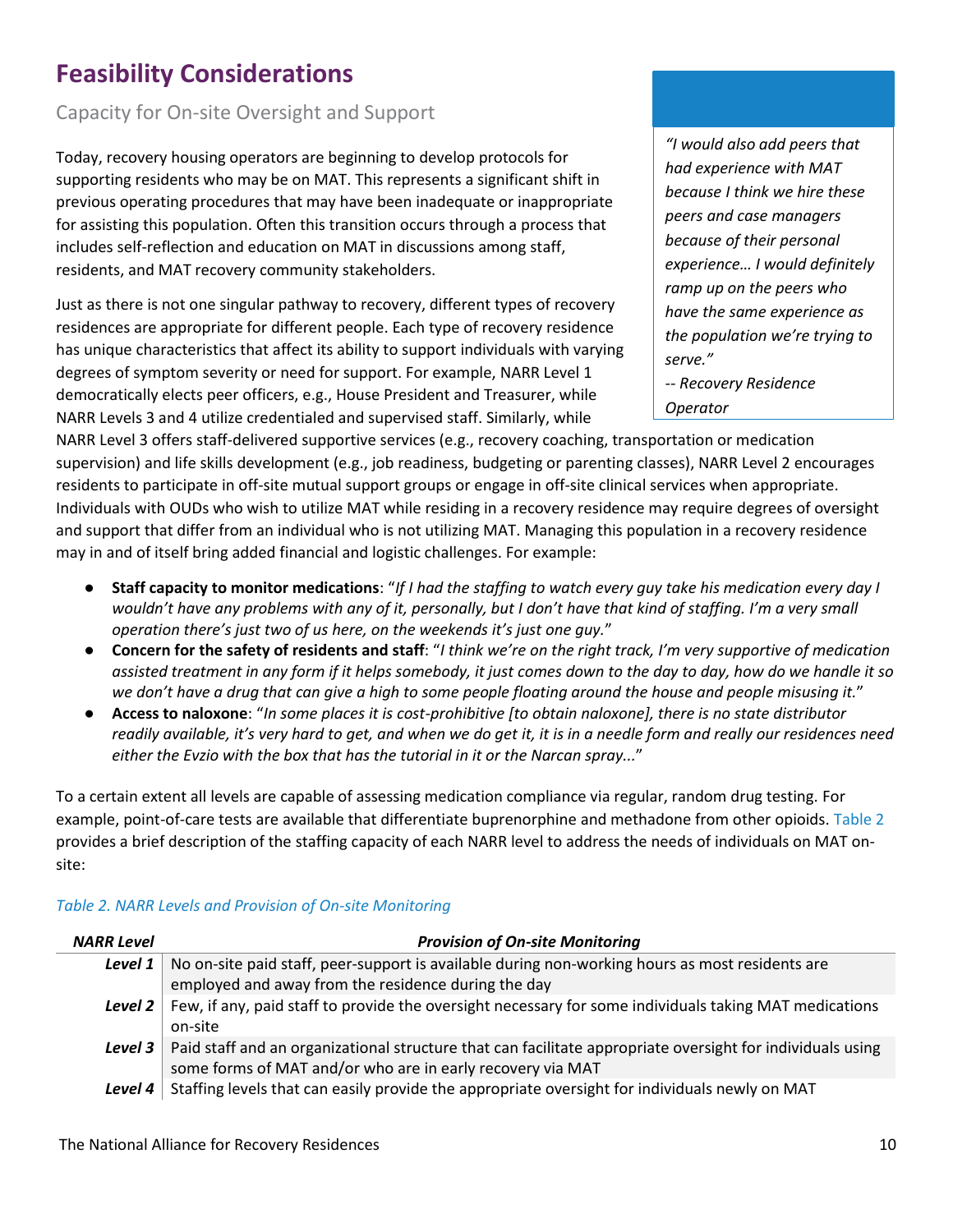# Feasibility Considerations

## Capacity for On-site Oversight and Support

Today, recovery housing operators are beginning to develop protocols for supporting residents who may be on MAT. This represents a significant shift in previous operating procedures that may have been inadequate or inappropriate for assisting this population. Often this transition occurs through a process that includes self-reflection and education on MAT in discussions among staff, residents, and MAT recovery community stakeholders.

> *"I would also add peers that had experience with MAT because I think we hire these peers and case managers because of their personal experience… I would definitely ramp up on the peers who have the same experience as the population we're trying to serve."*
>
> *-- Recovery Residence Operator*

Just as there is not one singular pathway to recovery, different types of recovery residences are appropriate for different people. Each type of recovery residence has unique characteristics that affect its ability to support individuals with varying degrees of symptom severity or need for support. For example, NARR Level 1 democratically elects peer officers, e.g., House President and Treasurer, while NARR Levels 3 and 4 utilize credentialed and supervised staff. Similarly, while NARR Level 3 offers staff-delivered supportive services (e.g., recovery coaching, transportation or medication supervision) and life skills development (e.g., job readiness, budgeting or parenting classes), NARR Level 2 encourages residents to participate in off-site mutual support groups or engage in off-site clinical services when appropriate. Individuals with OUDs who wish to utilize MAT while residing in a recovery residence may require degrees of oversight and support that differ from an individual who is not utilizing MAT. Managing this population in a recovery residence may in and of itself bring added financial and logistic challenges. For example:

- **Staff capacity to monitor medications**: "*If I had the staffing to watch every guy take his medication every day I wouldn't have any problems with any of it, personally, but I don't have that kind of staffing. I'm a very small operation there's just two of us here, on the weekends it's just one guy.*"
- **Concern for the safety of residents and staff**: "*I think we're on the right track, I'm very supportive of medication assisted treatment in any form if it helps somebody, it just comes down to the day to day, how do we handle it so we don't have a drug that can give a high to some people floating around the house and people misusing it.*"
- **Access to naloxone**: "*In some places it is cost-prohibitive [to obtain naloxone], there is no state distributor readily available, it's very hard to get, and when we do get it, it is in a needle form and really our residences need either the Evzio with the box that has the tutorial in it or the Narcan spray...*"

To a certain extent all levels are capable of assessing medication compliance via regular, random drug testing. For example, point-of-care tests are available that differentiate buprenorphine and methadone from other opioids. Table 2 provides a brief description of the staffing capacity of each NARR level to address the needs of individuals on MAT on-site:

*Table 2. NARR Levels and Provision of On-site Monitoring*

| NARR Level | Provision of On-site Monitoring |
|---|---|
| **Level 1** | No on-site paid staff, peer-support is available during non-working hours as most residents are employed and away from the residence during the day |
| **Level 2** | Few, if any, paid staff to provide the oversight necessary for some individuals taking MAT medications on-site |
| **Level 3** | Paid staff and an organizational structure that can facilitate appropriate oversight for individuals using some forms of MAT and/or who are in early recovery via MAT |
| **Level 4** | Staffing levels that can easily provide the appropriate oversight for individuals newly on MAT |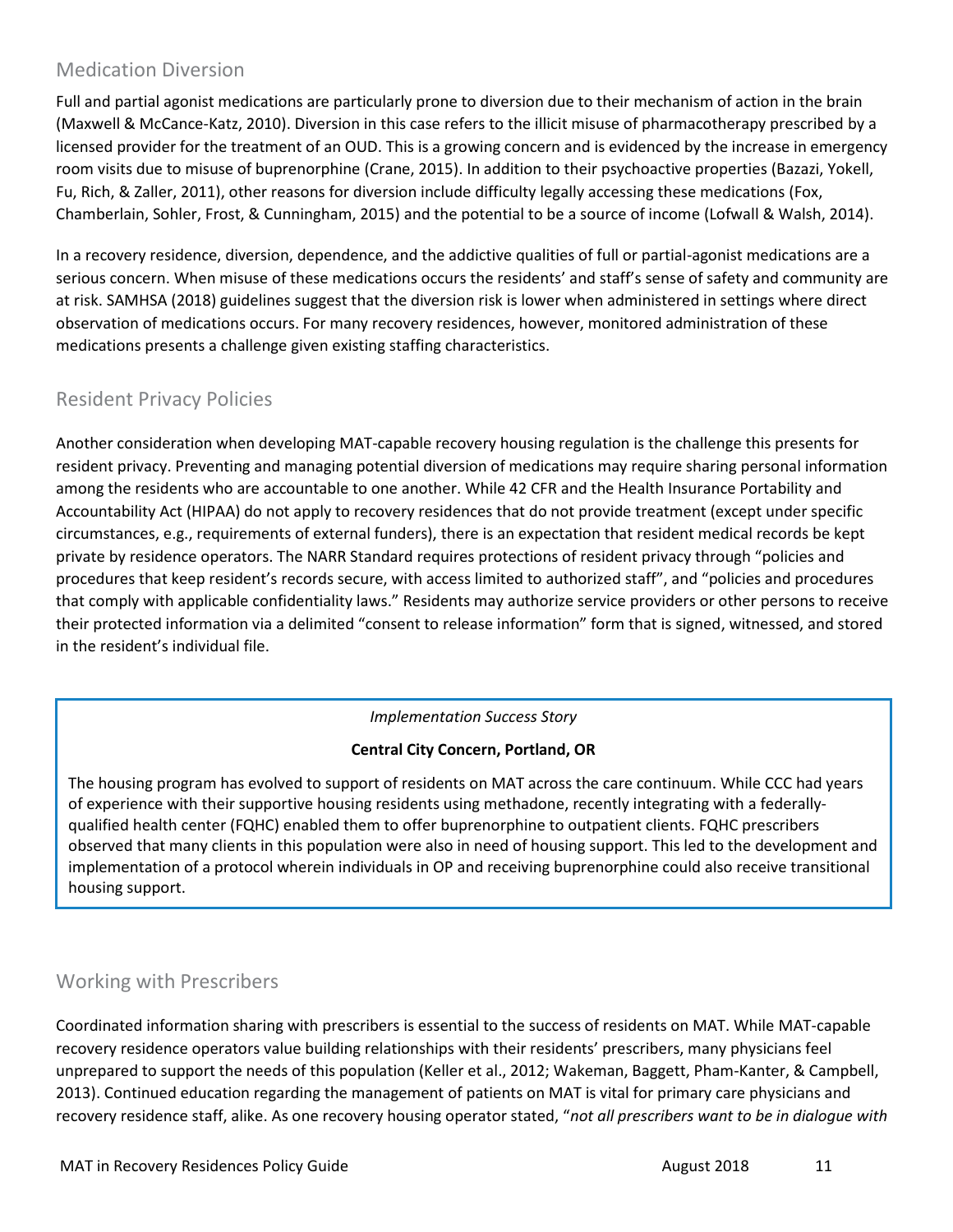## Medication Diversion

Full and partial agonist medications are particularly prone to diversion due to their mechanism of action in the brain (Maxwell & McCance-Katz, 2010). Diversion in this case refers to the illicit misuse of pharmacotherapy prescribed by a licensed provider for the treatment of an OUD. This is a growing concern and is evidenced by the increase in emergency room visits due to misuse of buprenorphine (Crane, 2015). In addition to their psychoactive properties (Bazazi, Yokell, Fu, Rich, & Zaller, 2011), other reasons for diversion include difficulty legally accessing these medications (Fox, Chamberlain, Sohler, Frost, & Cunningham, 2015) and the potential to be a source of income (Lofwall & Walsh, 2014).

In a recovery residence, diversion, dependence, and the addictive qualities of full or partial-agonist medications are a serious concern. When misuse of these medications occurs the residents' and staff's sense of safety and community are at risk. SAMHSA (2018) guidelines suggest that the diversion risk is lower when administered in settings where direct observation of medications occurs. For many recovery residences, however, monitored administration of these medications presents a challenge given existing staffing characteristics.

## Resident Privacy Policies

Another consideration when developing MAT-capable recovery housing regulation is the challenge this presents for resident privacy. Preventing and managing potential diversion of medications may require sharing personal information among the residents who are accountable to one another. While 42 CFR and the Health Insurance Portability and Accountability Act (HIPAA) do not apply to recovery residences that do not provide treatment (except under specific circumstances, e.g., requirements of external funders), there is an expectation that resident medical records be kept private by residence operators. The NARR Standard requires protections of resident privacy through "policies and procedures that keep resident's records secure, with access limited to authorized staff", and "policies and procedures that comply with applicable confidentiality laws." Residents may authorize service providers or other persons to receive their protected information via a delimited "consent to release information" form that is signed, witnessed, and stored in the resident's individual file.

> *Implementation Success Story*
>
> **Central City Concern, Portland, OR**
>
> The housing program has evolved to support of residents on MAT across the care continuum. While CCC had years of experience with their supportive housing residents using methadone, recently integrating with a federally-qualified health center (FQHC) enabled them to offer buprenorphine to outpatient clients. FQHC prescribers observed that many clients in this population were also in need of housing support. This led to the development and implementation of a protocol wherein individuals in OP and receiving buprenorphine could also receive transitional housing support.

## Working with Prescribers

Coordinated information sharing with prescribers is essential to the success of residents on MAT. While MAT-capable recovery residence operators value building relationships with their residents' prescribers, many physicians feel unprepared to support the needs of this population (Keller et al., 2012; Wakeman, Baggett, Pham-Kanter, & Campbell, 2013). Continued education regarding the management of patients on MAT is vital for primary care physicians and recovery residence staff, alike. As one recovery housing operator stated, "*not all prescribers want to be in dialogue with*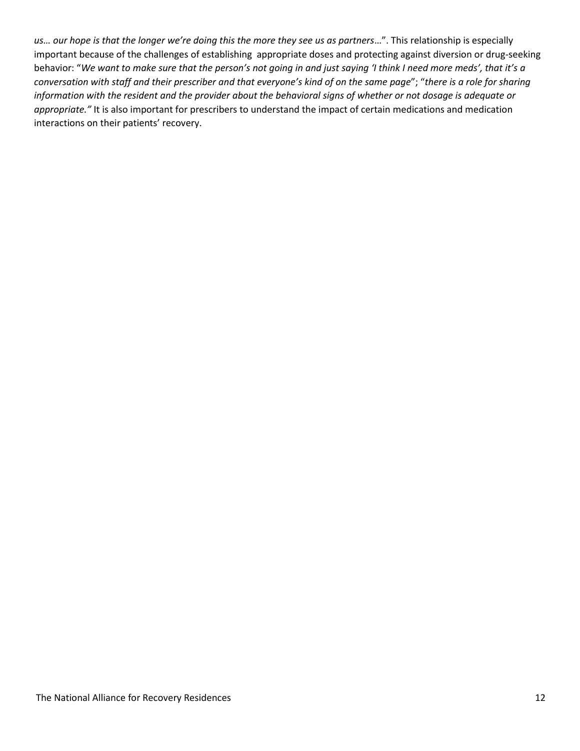*us… our hope is that the longer we're doing this the more they see us as partners*…". This relationship is especially important because of the challenges of establishing appropriate doses and protecting against diversion or drug-seeking behavior: "*We want to make sure that the person's not going in and just saying 'I think I need more meds', that it's a conversation with staff and their prescriber and that everyone's kind of on the same page*"; "*there is a role for sharing information with the resident and the provider about the behavioral signs of whether or not dosage is adequate or appropriate.*" It is also important for prescribers to understand the impact of certain medications and medication interactions on their patients' recovery.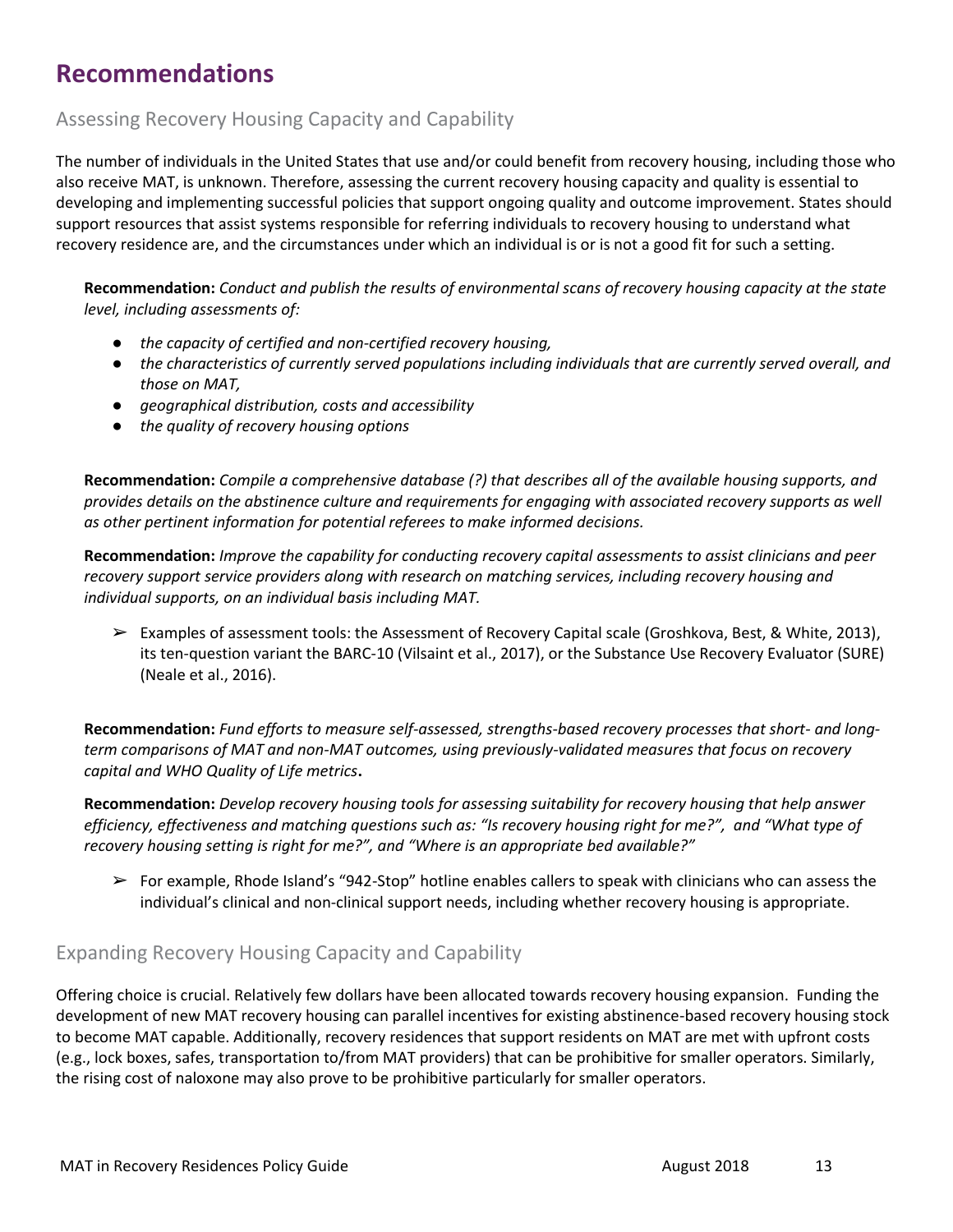# Recommendations

## Assessing Recovery Housing Capacity and Capability

The number of individuals in the United States that use and/or could benefit from recovery housing, including those who also receive MAT, is unknown. Therefore, assessing the current recovery housing capacity and quality is essential to developing and implementing successful policies that support ongoing quality and outcome improvement. States should support resources that assist systems responsible for referring individuals to recovery housing to understand what recovery residence are, and the circumstances under which an individual is or is not a good fit for such a setting.

**Recommendation:** *Conduct and publish the results of environmental scans of recovery housing capacity at the state level, including assessments of:*

- *the capacity of certified and non-certified recovery housing,*
- *the characteristics of currently served populations including individuals that are currently served overall, and those on MAT,*
- *geographical distribution, costs and accessibility*
- *the quality of recovery housing options*

**Recommendation:** *Compile a comprehensive database (?) that describes all of the available housing supports, and provides details on the abstinence culture and requirements for engaging with associated recovery supports as well as other pertinent information for potential referees to make informed decisions.*

**Recommendation:** *Improve the capability for conducting recovery capital assessments to assist clinicians and peer recovery support service providers along with research on matching services, including recovery housing and individual supports, on an individual basis including MAT.*

- ➢ Examples of assessment tools: the Assessment of Recovery Capital scale (Groshkova, Best, & White, 2013), its ten-question variant the BARC-10 (Vilsaint et al., 2017), or the Substance Use Recovery Evaluator (SURE) (Neale et al., 2016).

**Recommendation:** *Fund efforts to measure self-assessed, strengths-based recovery processes that short- and long-term comparisons of MAT and non-MAT outcomes, using previously-validated measures that focus on recovery capital and WHO Quality of Life metrics***.**

**Recommendation:** *Develop recovery housing tools for assessing suitability for recovery housing that help answer efficiency, effectiveness and matching questions such as: "Is recovery housing right for me?", and "What type of recovery housing setting is right for me?", and "Where is an appropriate bed available?"*

- ➢ For example, Rhode Island's "942-Stop" hotline enables callers to speak with clinicians who can assess the individual's clinical and non-clinical support needs, including whether recovery housing is appropriate.

## Expanding Recovery Housing Capacity and Capability

Offering choice is crucial. Relatively few dollars have been allocated towards recovery housing expansion. Funding the development of new MAT recovery housing can parallel incentives for existing abstinence-based recovery housing stock to become MAT capable. Additionally, recovery residences that support residents on MAT are met with upfront costs (e.g., lock boxes, safes, transportation to/from MAT providers) that can be prohibitive for smaller operators. Similarly, the rising cost of naloxone may also prove to be prohibitive particularly for smaller operators.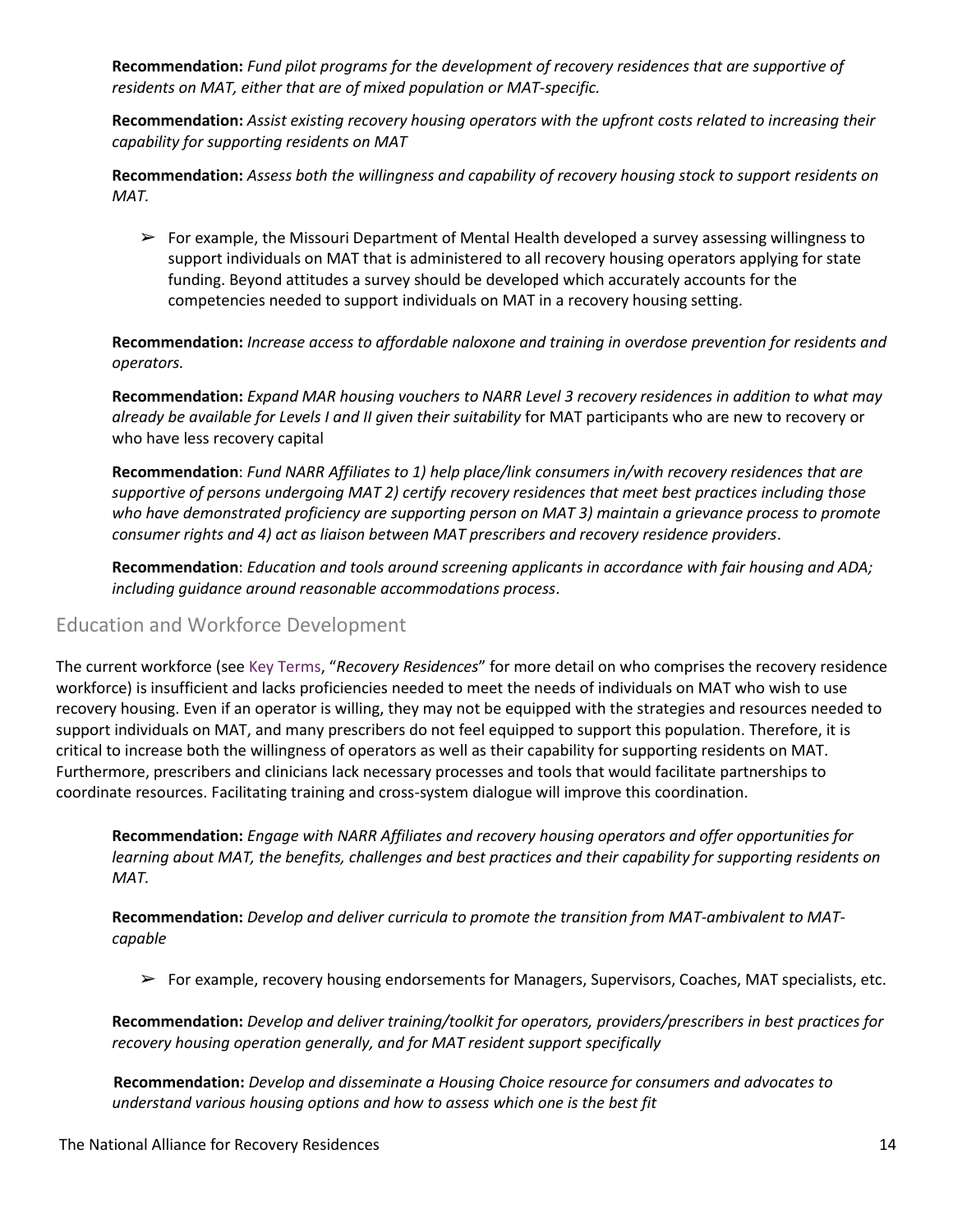**Recommendation:** *Fund pilot programs for the development of recovery residences that are supportive of residents on MAT, either that are of mixed population or MAT-specific.*

**Recommendation:** *Assist existing recovery housing operators with the upfront costs related to increasing their capability for supporting residents on MAT*

**Recommendation:** *Assess both the willingness and capability of recovery housing stock to support residents on MAT.*

- For example, the Missouri Department of Mental Health developed a survey assessing willingness to support individuals on MAT that is administered to all recovery housing operators applying for state funding. Beyond attitudes a survey should be developed which accurately accounts for the competencies needed to support individuals on MAT in a recovery housing setting.

**Recommendation:** *Increase access to affordable naloxone and training in overdose prevention for residents and operators.*

**Recommendation:** *Expand MAR housing vouchers to NARR Level 3 recovery residences in addition to what may already be available for Levels I and II given their suitability* for MAT participants who are new to recovery or who have less recovery capital

**Recommendation**: *Fund NARR Affiliates to 1) help place/link consumers in/with recovery residences that are supportive of persons undergoing MAT 2) certify recovery residences that meet best practices including those who have demonstrated proficiency are supporting person on MAT 3) maintain a grievance process to promote consumer rights and 4) act as liaison between MAT prescribers and recovery residence providers*.

**Recommendation**: *Education and tools around screening applicants in accordance with fair housing and ADA; including guidance around reasonable accommodations process*.

## Education and Workforce Development

The current workforce (see Key Terms, "*Recovery Residences*" for more detail on who comprises the recovery residence workforce) is insufficient and lacks proficiencies needed to meet the needs of individuals on MAT who wish to use recovery housing. Even if an operator is willing, they may not be equipped with the strategies and resources needed to support individuals on MAT, and many prescribers do not feel equipped to support this population. Therefore, it is critical to increase both the willingness of operators as well as their capability for supporting residents on MAT. Furthermore, prescribers and clinicians lack necessary processes and tools that would facilitate partnerships to coordinate resources. Facilitating training and cross-system dialogue will improve this coordination.

**Recommendation:** *Engage with NARR Affiliates and recovery housing operators and offer opportunities for learning about MAT, the benefits, challenges and best practices and their capability for supporting residents on MAT.*

**Recommendation:** *Develop and deliver curricula to promote the transition from MAT-ambivalent to MAT-capable*

- For example, recovery housing endorsements for Managers, Supervisors, Coaches, MAT specialists, etc.

**Recommendation:** *Develop and deliver training/toolkit for operators, providers/prescribers in best practices for recovery housing operation generally, and for MAT resident support specifically*

**Recommendation:** *Develop and disseminate a Housing Choice resource for consumers and advocates to understand various housing options and how to assess which one is the best fit*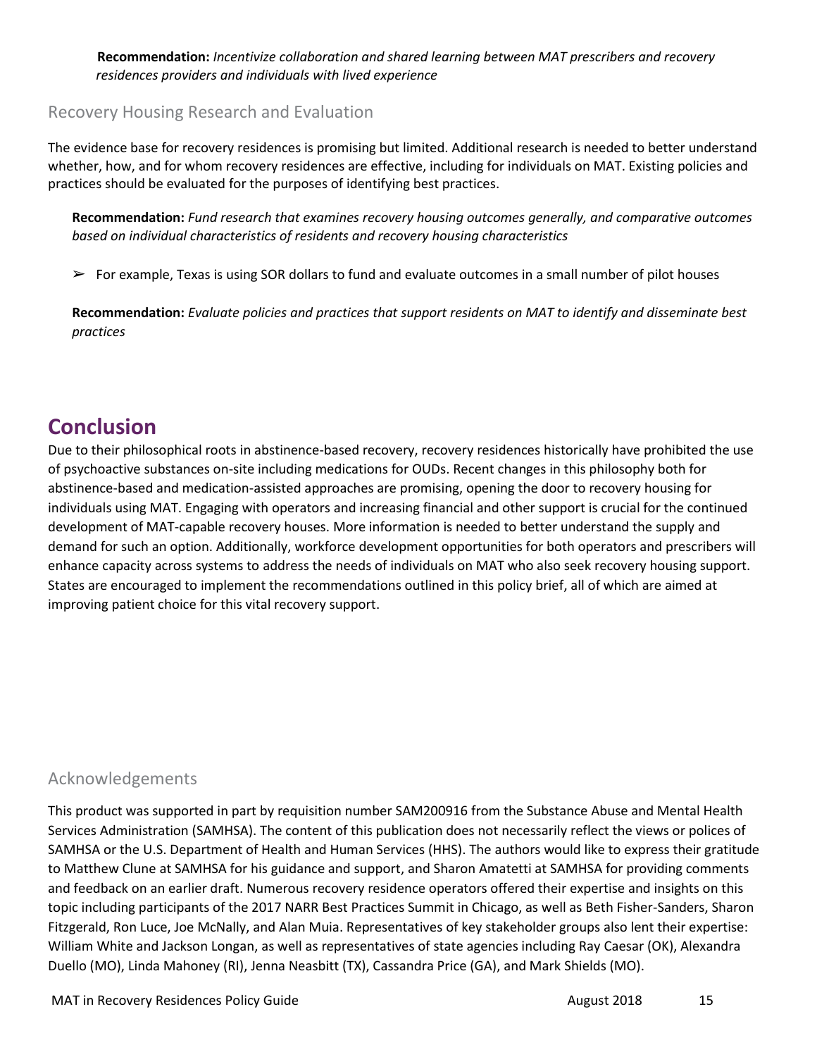**Recommendation:** *Incentivize collaboration and shared learning between MAT prescribers and recovery residences providers and individuals with lived experience*

### Recovery Housing Research and Evaluation

The evidence base for recovery residences is promising but limited. Additional research is needed to better understand whether, how, and for whom recovery residences are effective, including for individuals on MAT. Existing policies and practices should be evaluated for the purposes of identifying best practices.

**Recommendation:** *Fund research that examines recovery housing outcomes generally, and comparative outcomes based on individual characteristics of residents and recovery housing characteristics*

- ➢ For example, Texas is using SOR dollars to fund and evaluate outcomes in a small number of pilot houses

**Recommendation:** *Evaluate policies and practices that support residents on MAT to identify and disseminate best practices*

## Conclusion

Due to their philosophical roots in abstinence-based recovery, recovery residences historically have prohibited the use of psychoactive substances on-site including medications for OUDs. Recent changes in this philosophy both for abstinence-based and medication-assisted approaches are promising, opening the door to recovery housing for individuals using MAT. Engaging with operators and increasing financial and other support is crucial for the continued development of MAT-capable recovery houses. More information is needed to better understand the supply and demand for such an option. Additionally, workforce development opportunities for both operators and prescribers will enhance capacity across systems to address the needs of individuals on MAT who also seek recovery housing support. States are encouraged to implement the recommendations outlined in this policy brief, all of which are aimed at improving patient choice for this vital recovery support.

### Acknowledgements

This product was supported in part by requisition number SAM200916 from the Substance Abuse and Mental Health Services Administration (SAMHSA). The content of this publication does not necessarily reflect the views or polices of SAMHSA or the U.S. Department of Health and Human Services (HHS). The authors would like to express their gratitude to Matthew Clune at SAMHSA for his guidance and support, and Sharon Amatetti at SAMHSA for providing comments and feedback on an earlier draft. Numerous recovery residence operators offered their expertise and insights on this topic including participants of the 2017 NARR Best Practices Summit in Chicago, as well as Beth Fisher-Sanders, Sharon Fitzgerald, Ron Luce, Joe McNally, and Alan Muia. Representatives of key stakeholder groups also lent their expertise: William White and Jackson Longan, as well as representatives of state agencies including Ray Caesar (OK), Alexandra Duello (MO), Linda Mahoney (RI), Jenna Neasbitt (TX), Cassandra Price (GA), and Mark Shields (MO).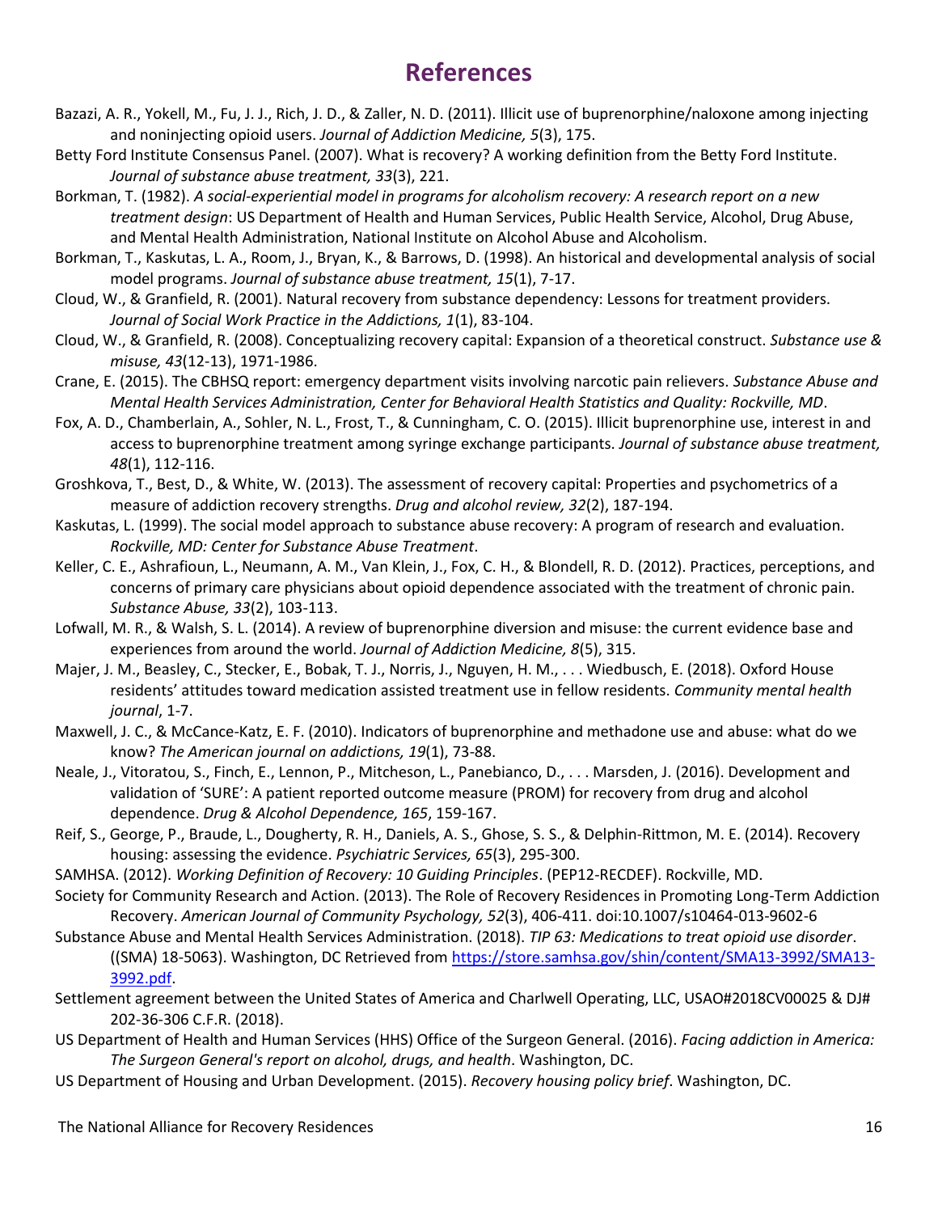# References

Bazazi, A. R., Yokell, M., Fu, J. J., Rich, J. D., & Zaller, N. D. (2011). Illicit use of buprenorphine/naloxone among injecting and noninjecting opioid users. *Journal of Addiction Medicine, 5*(3), 175.

Betty Ford Institute Consensus Panel. (2007). What is recovery? A working definition from the Betty Ford Institute. *Journal of substance abuse treatment, 33*(3), 221.

Borkman, T. (1982). *A social-experiential model in programs for alcoholism recovery: A research report on a new treatment design*: US Department of Health and Human Services, Public Health Service, Alcohol, Drug Abuse, and Mental Health Administration, National Institute on Alcohol Abuse and Alcoholism.

Borkman, T., Kaskutas, L. A., Room, J., Bryan, K., & Barrows, D. (1998). An historical and developmental analysis of social model programs. *Journal of substance abuse treatment, 15*(1), 7-17.

Cloud, W., & Granfield, R. (2001). Natural recovery from substance dependency: Lessons for treatment providers. *Journal of Social Work Practice in the Addictions, 1*(1), 83-104.

Cloud, W., & Granfield, R. (2008). Conceptualizing recovery capital: Expansion of a theoretical construct. *Substance use & misuse, 43*(12-13), 1971-1986.

Crane, E. (2015). The CBHSQ report: emergency department visits involving narcotic pain relievers. *Substance Abuse and Mental Health Services Administration, Center for Behavioral Health Statistics and Quality: Rockville, MD*.

Fox, A. D., Chamberlain, A., Sohler, N. L., Frost, T., & Cunningham, C. O. (2015). Illicit buprenorphine use, interest in and access to buprenorphine treatment among syringe exchange participants. *Journal of substance abuse treatment, 48*(1), 112-116.

Groshkova, T., Best, D., & White, W. (2013). The assessment of recovery capital: Properties and psychometrics of a measure of addiction recovery strengths. *Drug and alcohol review, 32*(2), 187-194.

Kaskutas, L. (1999). The social model approach to substance abuse recovery: A program of research and evaluation. *Rockville, MD: Center for Substance Abuse Treatment*.

Keller, C. E., Ashrafioun, L., Neumann, A. M., Van Klein, J., Fox, C. H., & Blondell, R. D. (2012). Practices, perceptions, and concerns of primary care physicians about opioid dependence associated with the treatment of chronic pain. *Substance Abuse, 33*(2), 103-113.

Lofwall, M. R., & Walsh, S. L. (2014). A review of buprenorphine diversion and misuse: the current evidence base and experiences from around the world. *Journal of Addiction Medicine, 8*(5), 315.

Majer, J. M., Beasley, C., Stecker, E., Bobak, T. J., Norris, J., Nguyen, H. M., . . . Wiedbusch, E. (2018). Oxford House residents' attitudes toward medication assisted treatment use in fellow residents. *Community mental health journal*, 1-7.

Maxwell, J. C., & McCance-Katz, E. F. (2010). Indicators of buprenorphine and methadone use and abuse: what do we know? *The American journal on addictions, 19*(1), 73-88.

Neale, J., Vitoratou, S., Finch, E., Lennon, P., Mitcheson, L., Panebianco, D., . . . Marsden, J. (2016). Development and validation of 'SURE': A patient reported outcome measure (PROM) for recovery from drug and alcohol dependence. *Drug & Alcohol Dependence, 165*, 159-167.

Reif, S., George, P., Braude, L., Dougherty, R. H., Daniels, A. S., Ghose, S. S., & Delphin-Rittmon, M. E. (2014). Recovery housing: assessing the evidence. *Psychiatric Services, 65*(3), 295-300.

SAMHSA. (2012). *Working Definition of Recovery: 10 Guiding Principles*. (PEP12-RECDEF). Rockville, MD.

Society for Community Research and Action. (2013). The Role of Recovery Residences in Promoting Long-Term Addiction Recovery. *American Journal of Community Psychology, 52*(3), 406-411. doi:10.1007/s10464-013-9602-6

Substance Abuse and Mental Health Services Administration. (2018). *TIP 63: Medications to treat opioid use disorder*. ((SMA) 18-5063). Washington, DC Retrieved from https://store.samhsa.gov/shin/content/SMA13-3992/SMA13-3992.pdf.

Settlement agreement between the United States of America and Charlwell Operating, LLC, USAO#2018CV00025 & DJ# 202-36-306 C.F.R. (2018).

US Department of Health and Human Services (HHS) Office of the Surgeon General. (2016). *Facing addiction in America: The Surgeon General's report on alcohol, drugs, and health*. Washington, DC.

US Department of Housing and Urban Development. (2015). *Recovery housing policy brief*. Washington, DC.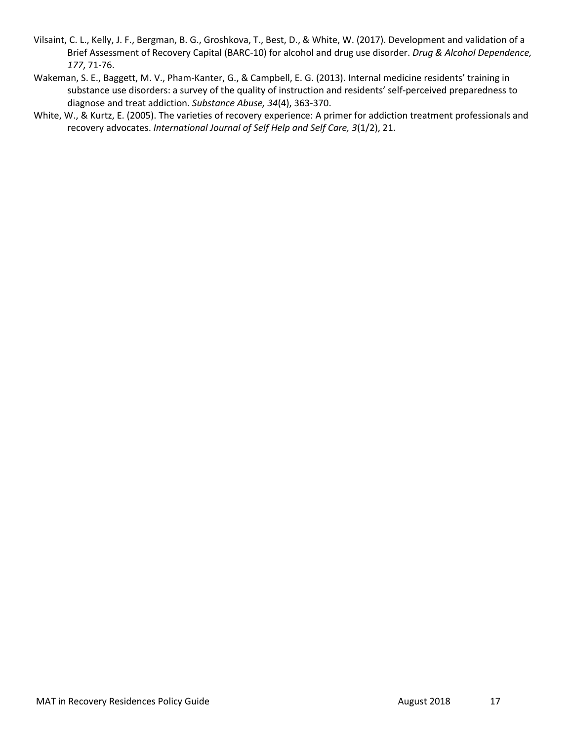Vilsaint, C. L., Kelly, J. F., Bergman, B. G., Groshkova, T., Best, D., & White, W. (2017). Development and validation of a Brief Assessment of Recovery Capital (BARC-10) for alcohol and drug use disorder. *Drug & Alcohol Dependence, 177*, 71-76.

Wakeman, S. E., Baggett, M. V., Pham-Kanter, G., & Campbell, E. G. (2013). Internal medicine residents' training in substance use disorders: a survey of the quality of instruction and residents' self-perceived preparedness to diagnose and treat addiction. *Substance Abuse, 34*(4), 363-370.

White, W., & Kurtz, E. (2005). The varieties of recovery experience: A primer for addiction treatment professionals and recovery advocates. *International Journal of Self Help and Self Care, 3*(1/2), 21.